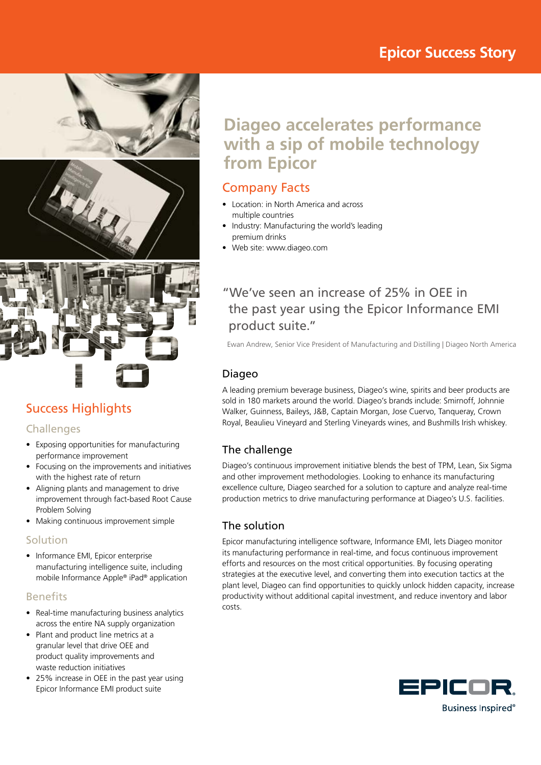Epicor Success Story

# Diageo accelerates performance with a sip of mobile technology from Epicor

## Company Facts

- Location: in North America and across multiple countries
- Industry: Manufacturing the world's leading premium drinks
- Web site: www.diageo.com

"We've seen an increase of 25% in OEE in the past year using the Epicor Informance EMI product suite."

Ewan Andrew, Senior Vice President of Manufacturing and Distilling | Diageo North America

### Diageo

A leading premium beverage business, Diageo's wine, spirits and beer products are sold in 180 markets around the world. Diageo's brands include: Smirnoff, Johnnie Walker, Guinness, Baileys, J&B, Captain Morgan, Jose Cuervo, Tanqueray, Crown Royal, Beaulieu Vineyard and Sterling Vineyards wines, and Bushmills Irish whiskey.

### The challenge

Diageo's continuous improvement initiative blends the best of TPM, Lean, Six Sigma and other improvement methodologies. Looking to enhance its manufacturing excellence culture, Diageo searched for a solution to capture and analyze real-time production metrics to drive manufacturing performance at Diageo's U.S. facilities.

### The solution

Epicor manufacturing intelligence software, Informance EMI, lets Diageo monitor its manufacturing performance in real-time, and focus continuous improvement efforts and resources on the most critical opportunities. By focusing operating strategies at the executive level, and converting them into execution tactics at the plant level, Diageo can find opportunities to quickly unlock hidden capacity, increase productivity without additional capital investment, and reduce inventory and labor costs.

## Success Highlights

### Challenges

- Exposing opportunities for manufacturing performance improvement
- Focusing on the improvements and initiatives with the highest rate of return
- Aligning plants and management to drive improvement through fact-based Root Cause Problem Solving
- Making continuous improvement simple

### Solution

- Informance EMI, Epicor enterprise manufacturing intelligence suite, including mobile Informance Apple® iPad® application

### Benefits

- Real-time manufacturing business analytics across the entire NA supply organization
- Plant and product line metrics at a granular level that drive OEE and product quality improvements and waste reduction initiatives
- 25% increase in OEE in the past year using Epicor Informance EMI product suite

EPICOR
Business Inspired®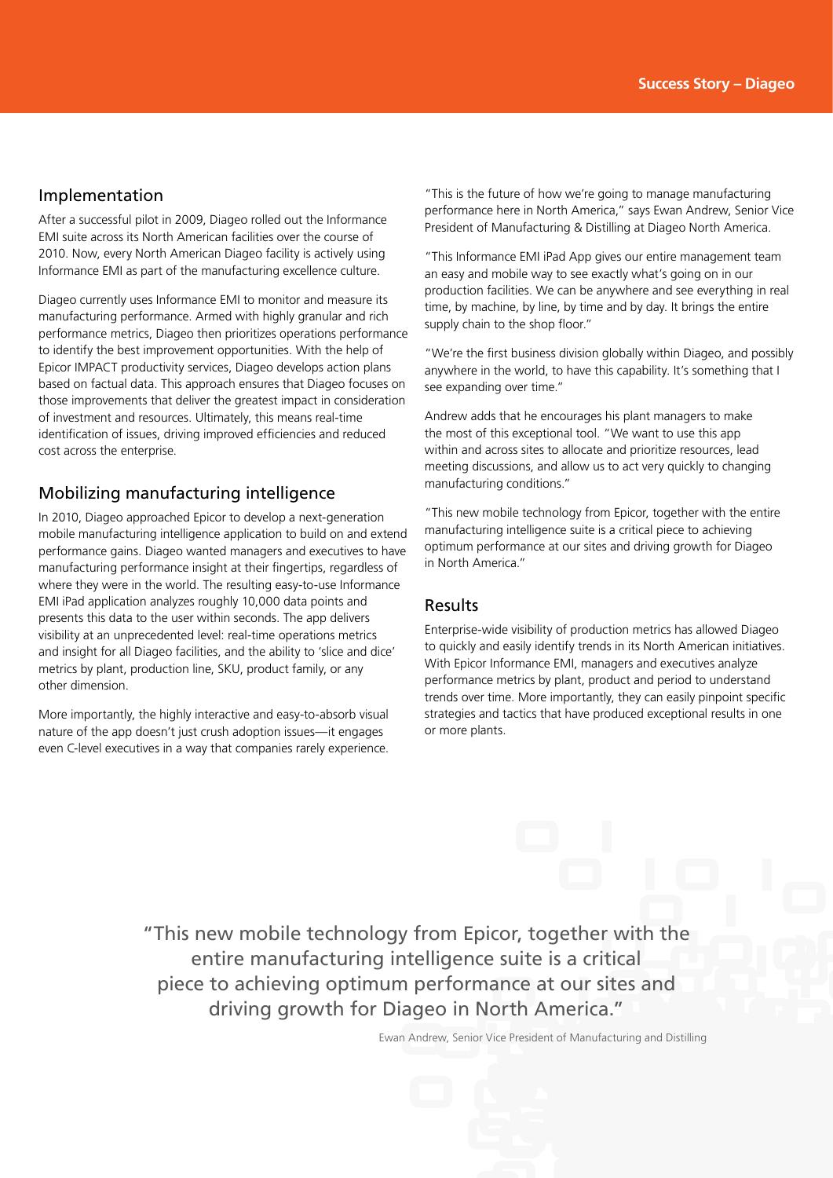## Implementation

After a successful pilot in 2009, Diageo rolled out the Informance EMI suite across its North American facilities over the course of 2010. Now, every North American Diageo facility is actively using Informance EMI as part of the manufacturing excellence culture.

Diageo currently uses Informance EMI to monitor and measure its manufacturing performance. Armed with highly granular and rich performance metrics, Diageo then prioritizes operations performance to identify the best improvement opportunities. With the help of Epicor IMPACT productivity services, Diageo develops action plans based on factual data. This approach ensures that Diageo focuses on those improvements that deliver the greatest impact in consideration of investment and resources. Ultimately, this means real-time identification of issues, driving improved efficiencies and reduced cost across the enterprise.

## Mobilizing manufacturing intelligence

In 2010, Diageo approached Epicor to develop a next-generation mobile manufacturing intelligence application to build on and extend performance gains. Diageo wanted managers and executives to have manufacturing performance insight at their fingertips, regardless of where they were in the world. The resulting easy-to-use Informance EMI iPad application analyzes roughly 10,000 data points and presents this data to the user within seconds. The app delivers visibility at an unprecedented level: real-time operations metrics and insight for all Diageo facilities, and the ability to 'slice and dice' metrics by plant, production line, SKU, product family, or any other dimension.

More importantly, the highly interactive and easy-to-absorb visual nature of the app doesn't just crush adoption issues—it engages even C-level executives in a way that companies rarely experience.

"This is the future of how we're going to manage manufacturing performance here in North America," says Ewan Andrew, Senior Vice President of Manufacturing & Distilling at Diageo North America.

"This Informance EMI iPad App gives our entire management team an easy and mobile way to see exactly what's going on in our production facilities. We can be anywhere and see everything in real time, by machine, by line, by time and by day. It brings the entire supply chain to the shop floor."

"We're the first business division globally within Diageo, and possibly anywhere in the world, to have this capability. It's something that I see expanding over time."

Andrew adds that he encourages his plant managers to make the most of this exceptional tool. "We want to use this app within and across sites to allocate and prioritize resources, lead meeting discussions, and allow us to act very quickly to changing manufacturing conditions."

"This new mobile technology from Epicor, together with the entire manufacturing intelligence suite is a critical piece to achieving optimum performance at our sites and driving growth for Diageo in North America."

## Results

Enterprise-wide visibility of production metrics has allowed Diageo to quickly and easily identify trends in its North American initiatives. With Epicor Informance EMI, managers and executives analyze performance metrics by plant, product and period to understand trends over time. More importantly, they can easily pinpoint specific strategies and tactics that have produced exceptional results in one or more plants.

> "This new mobile technology from Epicor, together with the entire manufacturing intelligence suite is a critical piece to achieving optimum performance at our sites and driving growth for Diageo in North America."
>
> Ewan Andrew, Senior Vice President of Manufacturing and Distilling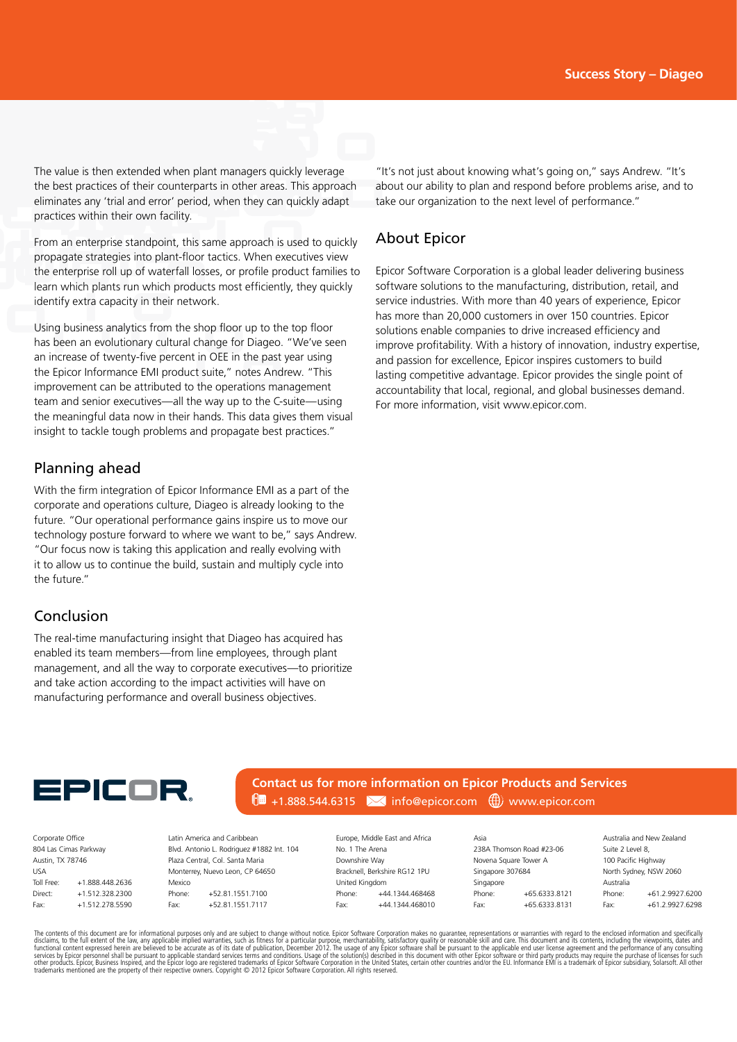The value is then extended when plant managers quickly leverage the best practices of their counterparts in other areas. This approach eliminates any 'trial and error' period, when they can quickly adapt practices within their own facility.

From an enterprise standpoint, this same approach is used to quickly propagate strategies into plant-floor tactics. When executives view the enterprise roll up of waterfall losses, or profile product families to learn which plants run which products most efficiently, they quickly identify extra capacity in their network.

Using business analytics from the shop floor up to the top floor has been an evolutionary cultural change for Diageo. "We've seen an increase of twenty-five percent in OEE in the past year using the Epicor Informance EMI product suite," notes Andrew. "This improvement can be attributed to the operations management team and senior executives—all the way up to the C-suite—using the meaningful data now in their hands. This data gives them visual insight to tackle tough problems and propagate best practices."

## Planning ahead

With the firm integration of Epicor Informance EMI as a part of the corporate and operations culture, Diageo is already looking to the future. "Our operational performance gains inspire us to move our technology posture forward to where we want to be," says Andrew. "Our focus now is taking this application and really evolving with it to allow us to continue the build, sustain and multiply cycle into the future."

## Conclusion

The real-time manufacturing insight that Diageo has acquired has enabled its team members—from line employees, through plant management, and all the way to corporate executives—to prioritize and take action according to the impact activities will have on manufacturing performance and overall business objectives.

"It's not just about knowing what's going on," says Andrew. "It's about our ability to plan and respond before problems arise, and to take our organization to the next level of performance."

## About Epicor

Epicor Software Corporation is a global leader delivering business software solutions to the manufacturing, distribution, retail, and service industries. With more than 40 years of experience, Epicor has more than 20,000 customers in over 150 countries. Epicor solutions enable companies to drive increased efficiency and improve profitability. With a history of innovation, industry expertise, and passion for excellence, Epicor inspires customers to build lasting competitive advantage. Epicor provides the single point of accountability that local, regional, and global businesses demand. For more information, visit www.epicor.com.

EPICOR

**Contact us for more information on Epicor Products and Services**

+1.888.544.6315 info@epicor.com www.epicor.com

Corporate Office
804 Las Cimas Parkway
Austin, TX 78746
USA
Toll Free: +1.888.448.2636
Direct: +1.512.328.2300
Fax: +1.512.278.5590

Latin America and Caribbean
Blvd. Antonio L. Rodriguez #1882 Int. 104
Plaza Central, Col. Santa Maria
Monterrey, Nuevo Leon, CP 64650
Mexico
Phone: +52.81.1551.7100
Fax: +52.81.1551.7117

Europe, Middle East and Africa
No. 1 The Arena
Downshire Way
Bracknell, Berkshire RG12 1PU
United Kingdom
Phone: +44.1344.468468
Fax: +44.1344.468010

Asia
238A Thomson Road #23-06
Novena Square Tower A
Singapore 307684
Singapore
Phone: +65.6333.8121
Fax: +65.6333.8131

Australia and New Zealand
Suite 2 Level 8,
100 Pacific Highway
North Sydney, NSW 2060
Australia
Phone: +61.2.9927.6200
Fax: +61.2.9927.6298

The contents of this document are for informational purposes only and are subject to change without notice. Epicor Software Corporation makes no guarantee, representations or warranties with regard to the enclosed information and specifically disclaims, to the full extent of the law, any applicable implied warranties, such as fitness for a particular purpose, merchantability, satisfactory quality or reasonable skill and care. This document and its contents, including the viewpoints, dates and functional content expressed herein are believed to be accurate as of its date of publication, December 2012. The usage of any Epicor software shall be pursuant to the applicable end user license agreement and the performance of any consulting services by Epicor personnel shall be pursuant to applicable standard services terms and conditions. Usage of the solution(s) described in this document with other Epicor software or third party products may require the purchase of licenses for such other products. Epicor, Business Inspired, and the Epicor logo are registered trademarks of Epicor Software Corporation in the United States, certain other countries and/or the EU. Informance EMI is a trademark of Epicor subsidiary, Solarsoft. All other trademarks mentioned are the property of their respective owners. Copyright © 2012 Epicor Software Corporation. All rights reserved.